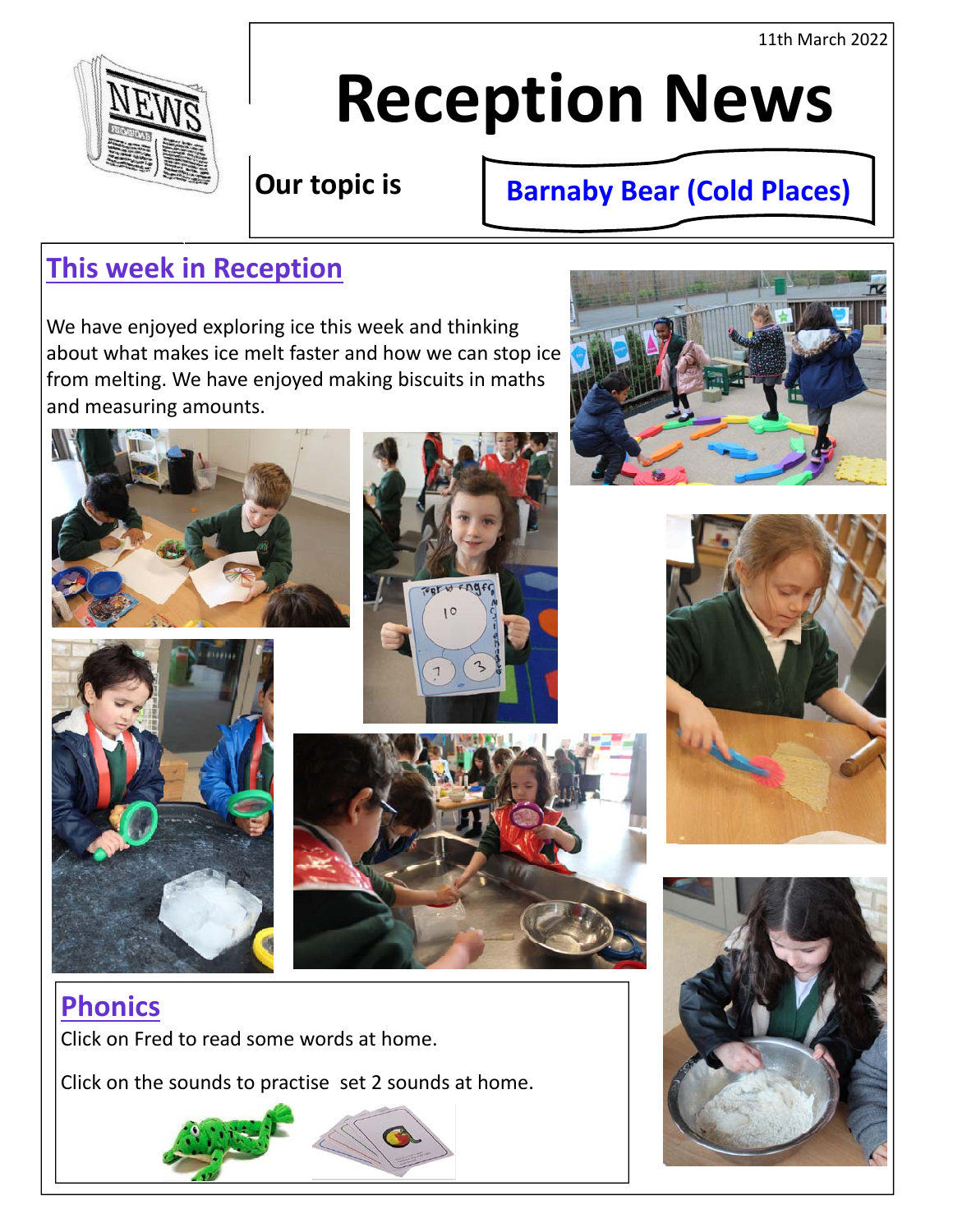11th March 2022

# Reception News

Our topic is **Barnaby Bear (Cold Places)**

## This week in Reception

We have enjoyed exploring ice this week and thinking about what makes ice melt faster and how we can stop ice from melting. We have enjoyed making biscuits in maths and measuring amounts.

## Phonics

Click on Fred to read some words at home.

Click on the sounds to practise set 2 sounds at home.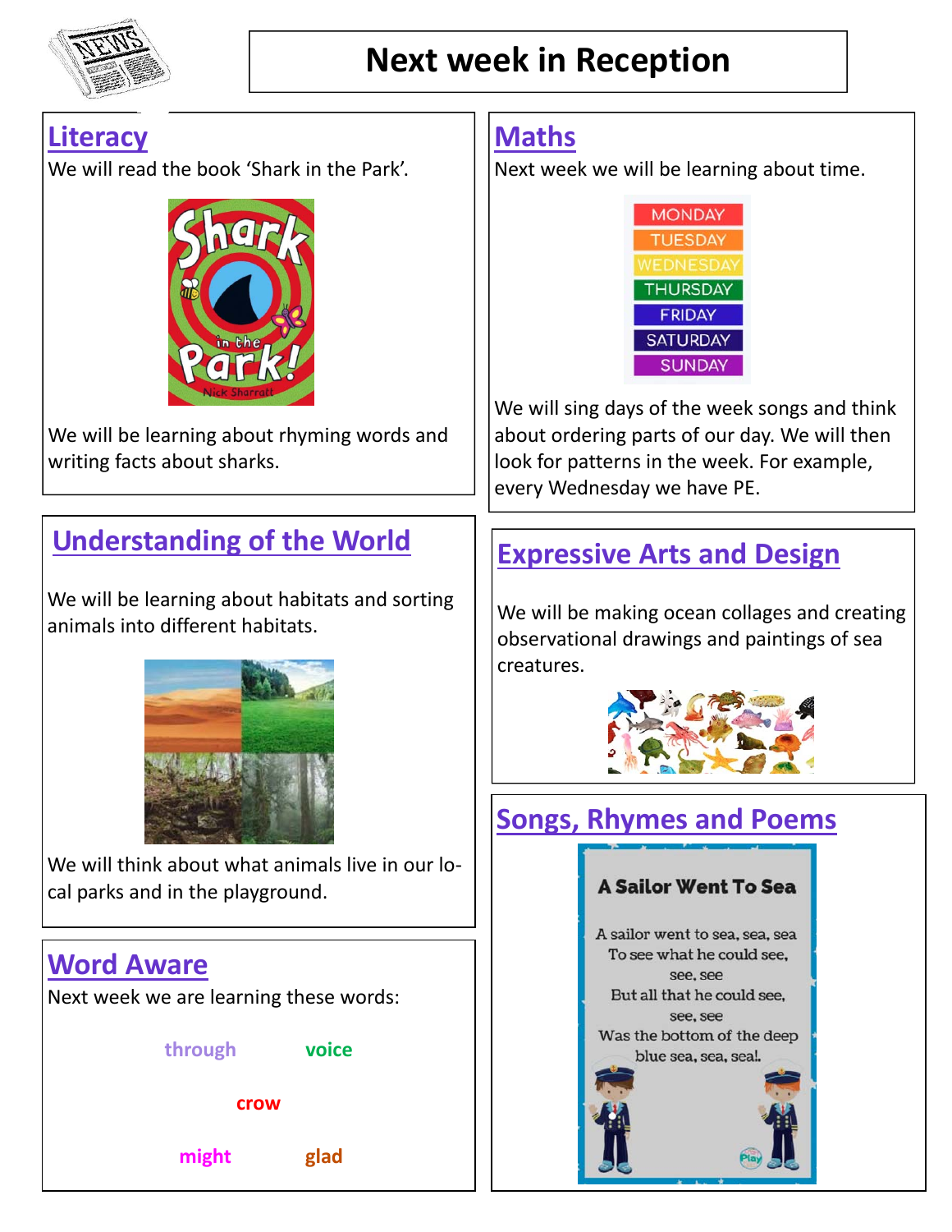# Next week in Reception

## Literacy

We will read the book 'Shark in the Park'.

We will be learning about rhyming words and writing facts about sharks.

## Maths

Next week we will be learning about time.

MONDAY
TUESDAY
WEDNESDAY
THURSDAY
FRIDAY
SATURDAY
SUNDAY

We will sing days of the week songs and think about ordering parts of our day. We will then look for patterns in the week. For example, every Wednesday we have PE.

## Understanding of the World

We will be learning about habitats and sorting animals into different habitats.

We will think about what animals live in our local parks and in the playground.

## Expressive Arts and Design

We will be making ocean collages and creating observational drawings and paintings of sea creatures.

## Word Aware

Next week we are learning these words:

through voice

crow

might glad

## Songs, Rhymes and Poems

**A Sailor Went To Sea**

A sailor went to sea, sea, sea
To see what he could see,
see, see
But all that he could see,
see, see
Was the bottom of the deep
blue sea, sea, sea!